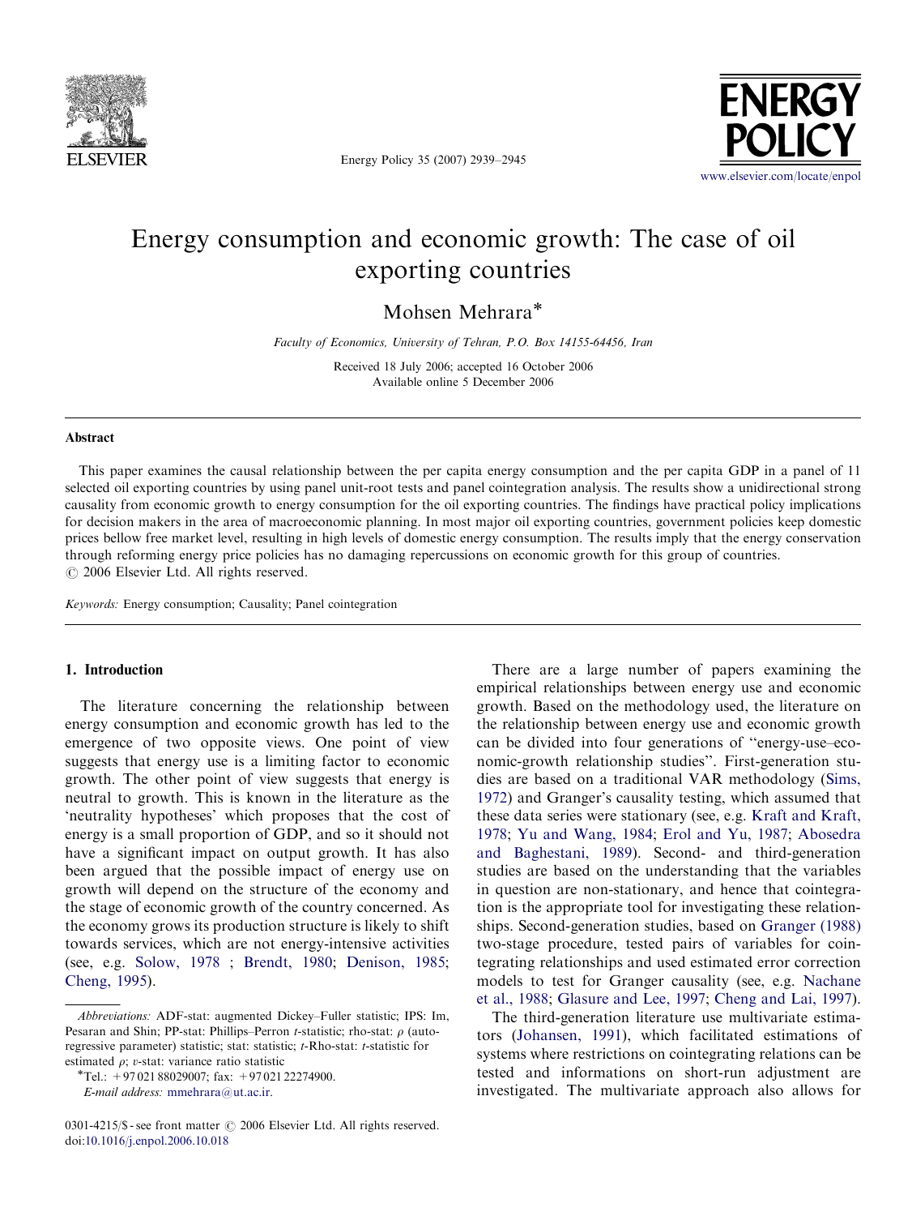# Energy consumption and economic growth: The case of oil exporting countries

Mohsen Mehrara*

*Faculty of Economics, University of Tehran, P.O. Box 14155-64456, Iran*

Received 18 July 2006; accepted 16 October 2006
Available online 5 December 2006

## Abstract

This paper examines the causal relationship between the per capita energy consumption and the per capita GDP in a panel of 11 selected oil exporting countries by using panel unit-root tests and panel cointegration analysis. The results show a unidirectional strong causality from economic growth to energy consumption for the oil exporting countries. The findings have practical policy implications for decision makers in the area of macroeconomic planning. In most major oil exporting countries, government policies keep domestic prices bellow free market level, resulting in high levels of domestic energy consumption. The results imply that the energy conservation through reforming energy price policies has no damaging repercussions on economic growth for this group of countries.
© 2006 Elsevier Ltd. All rights reserved.

*Keywords:* Energy consumption; Causality; Panel cointegration

## 1. Introduction

The literature concerning the relationship between energy consumption and economic growth has led to the emergence of two opposite views. One point of view suggests that energy use is a limiting factor to economic growth. The other point of view suggests that energy is neutral to growth. This is known in the literature as the 'neutrality hypotheses' which proposes that the cost of energy is a small proportion of GDP, and so it should not have a significant impact on output growth. It has also been argued that the possible impact of energy use on growth will depend on the structure of the economy and the stage of economic growth of the country concerned. As the economy grows its production structure is likely to shift towards services, which are not energy-intensive activities (see, e.g. Solow, 1978 ; Brendt, 1980; Denison, 1985; Cheng, 1995).

There are a large number of papers examining the empirical relationships between energy use and economic growth. Based on the methodology used, the literature on the relationship between energy use and economic growth can be divided into four generations of "energy-use–economic-growth relationship studies". First-generation studies are based on a traditional VAR methodology (Sims, 1972) and Granger's causality testing, which assumed that these data series were stationary (see, e.g. Kraft and Kraft, 1978; Yu and Wang, 1984; Erol and Yu, 1987; Abosedra and Baghestani, 1989). Second- and third-generation studies are based on the understanding that the variables in question are non-stationary, and hence that cointegration is the appropriate tool for investigating these relationships. Second-generation studies, based on Granger (1988) two-stage procedure, tested pairs of variables for cointegrating relationships and used estimated error correction models to test for Granger causality (see, e.g. Nachane et al., 1988; Glasure and Lee, 1997; Cheng and Lai, 1997).

The third-generation literature use multivariate estimators (Johansen, 1991), which facilitated estimations of systems where restrictions on cointegrating relations can be tested and informations on short-run adjustment are investigated. The multivariate approach also allows for

---

*Abbreviations:* ADF-stat: augmented Dickey–Fuller statistic; IPS: Im, Pesaran and Shin; PP-stat: Phillips–Perron *t*-statistic; rho-stat: $\rho$ (autoregressive parameter) statistic; stat: statistic; *t*-Rho-stat: *t*-statistic for estimated $\rho$; *v*-stat: variance ratio statistic

*Tel.: +97 021 88029007; fax: +97 021 22274900.
*E-mail address:* mmehrara@ut.ac.ir.

0301-4215/$ - see front matter © 2006 Elsevier Ltd. All rights reserved.
doi:10.1016/j.enpol.2006.10.018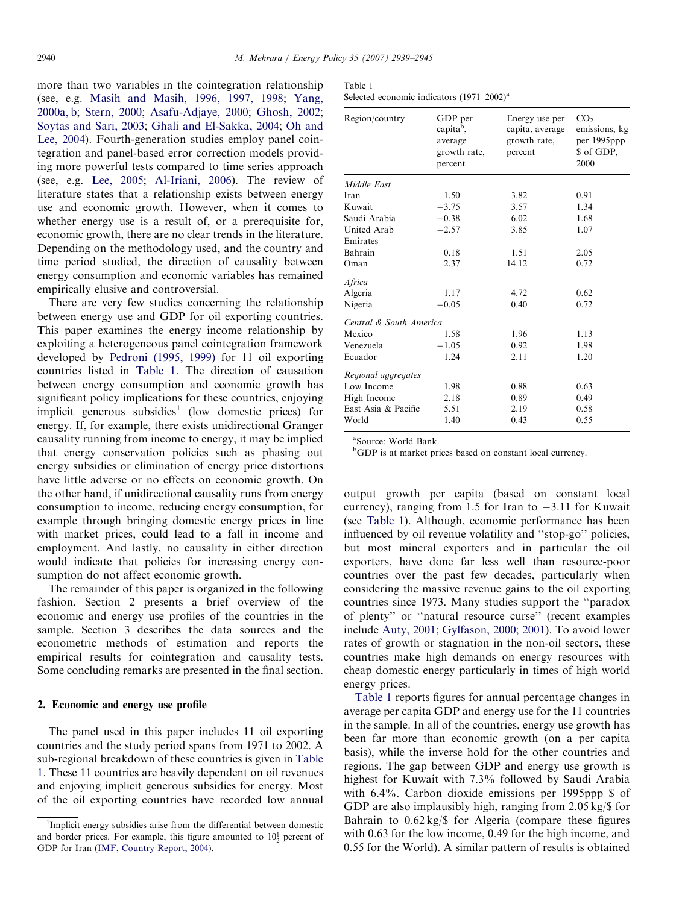more than two variables in the cointegration relationship (see, e.g. Masih and Masih, 1996, 1997, 1998; Yang, 2000a, b; Stern, 2000; Asafu-Adjaye, 2000; Ghosh, 2002; Soytas and Sari, 2003; Ghali and El-Sakka, 2004; Oh and Lee, 2004). Fourth-generation studies employ panel cointegration and panel-based error correction models providing more powerful tests compared to time series approach (see, e.g. Lee, 2005; Al-Iriani, 2006). The review of literature states that a relationship exists between energy use and economic growth. However, when it comes to whether energy use is a result of, or a prerequisite for, economic growth, there are no clear trends in the literature. Depending on the methodology used, and the country and time period studied, the direction of causality between energy consumption and economic variables has remained empirically elusive and controversial.

There are very few studies concerning the relationship between energy use and GDP for oil exporting countries. This paper examines the energy–income relationship by exploiting a heterogeneous panel cointegration framework developed by Pedroni (1995, 1999) for 11 oil exporting countries listed in Table 1. The direction of causation between energy consumption and economic growth has significant policy implications for these countries, enjoying implicit generous subsidies[1] (low domestic prices) for energy. If, for example, there exists unidirectional Granger causality running from income to energy, it may be implied that energy conservation policies such as phasing out energy subsidies or elimination of energy price distortions have little adverse or no effects on economic growth. On the other hand, if unidirectional causality runs from energy consumption to income, reducing energy consumption, for example through bringing domestic energy prices in line with market prices, could lead to a fall in income and employment. And lastly, no causality in either direction would indicate that policies for increasing energy consumption do not affect economic growth.

The remainder of this paper is organized in the following fashion. Section 2 presents a brief overview of the economic and energy use profiles of the countries in the sample. Section 3 describes the data sources and the econometric methods of estimation and reports the empirical results for cointegration and causality tests. Some concluding remarks are presented in the final section.

## 2. Economic and energy use profile

The panel used in this paper includes 11 oil exporting countries and the study period spans from 1971 to 2002. A sub-regional breakdown of these countries is given in Table 1. These 11 countries are heavily dependent on oil revenues and enjoying implicit generous subsidies for energy. Most of the oil exporting countries have recorded low annual output growth per capita (based on constant local currency), ranging from 1.5 for Iran to −3.11 for Kuwait (see Table 1). Although, economic performance has been influenced by oil revenue volatility and ''stop-go'' policies, but most mineral exporters and in particular the oil exporters, have done far less well than resource-poor countries over the past few decades, particularly when considering the massive revenue gains to the oil exporting countries since 1973. Many studies support the ''paradox of plenty'' or ''natural resource curse'' (recent examples include Auty, 2001; Gylfason, 2000; 2001). To avoid lower rates of growth or stagnation in the non-oil sectors, these countries make high demands on energy resources with cheap domestic energy particularly in times of high world energy prices.

Table 1
Selected economic indicators (1971–2002)[a]

| Region/country | GDP per capita[b], average growth rate, percent | Energy use per capita, average growth rate, percent | $CO_2$ emissions, kg per 1995ppp $ of GDP, 2000 |
|---|---|---|---|
| *Middle East* | | | |
| Iran | 1.50 | 3.82 | 0.91 |
| Kuwait | −3.75 | 3.57 | 1.34 |
| Saudi Arabia | −0.38 | 6.02 | 1.68 |
| United Arab Emirates | −2.57 | 3.85 | 1.07 |
| Bahrain | 0.18 | 1.51 | 2.05 |
| Oman | 2.37 | 14.12 | 0.72 |
| *Africa* | | | |
| Algeria | 1.17 | 4.72 | 0.62 |
| Nigeria | −0.05 | 0.40 | 0.72 |
| *Central & South America* | | | |
| Mexico | 1.58 | 1.96 | 1.13 |
| Venezuela | −1.05 | 0.92 | 1.98 |
| Ecuador | 1.24 | 2.11 | 1.20 |
| *Regional aggregates* | | | |
| Low Income | 1.98 | 0.88 | 0.63 |
| High Income | 2.18 | 0.89 | 0.49 |
| East Asia & Pacific | 5.51 | 2.19 | 0.58 |
| World | 1.40 | 0.43 | 0.55 |

[a]Source: World Bank.
[b]GDP is at market prices based on constant local currency.

Table 1 reports figures for annual percentage changes in average per capita GDP and energy use for the 11 countries in the sample. In all of the countries, energy use growth has been far more than economic growth (on a per capita basis), while the inverse hold for the other countries and regions. The gap between GDP and energy use growth is highest for Kuwait with 7.3% followed by Saudi Arabia with 6.4%. Carbon dioxide emissions per 1995ppp $ of GDP are also implausibly high, ranging from 2.05 kg/$ for Bahrain to 0.62 kg/$ for Algeria (compare these figures with 0.63 for the low income, 0.49 for the high income, and 0.55 for the World). A similar pattern of results is obtained

[1]Implicit energy subsidies arise from the differential between domestic and border prices. For example, this figure amounted to $10\frac{1}{2}$ percent of GDP for Iran (IMF, Country Report, 2004).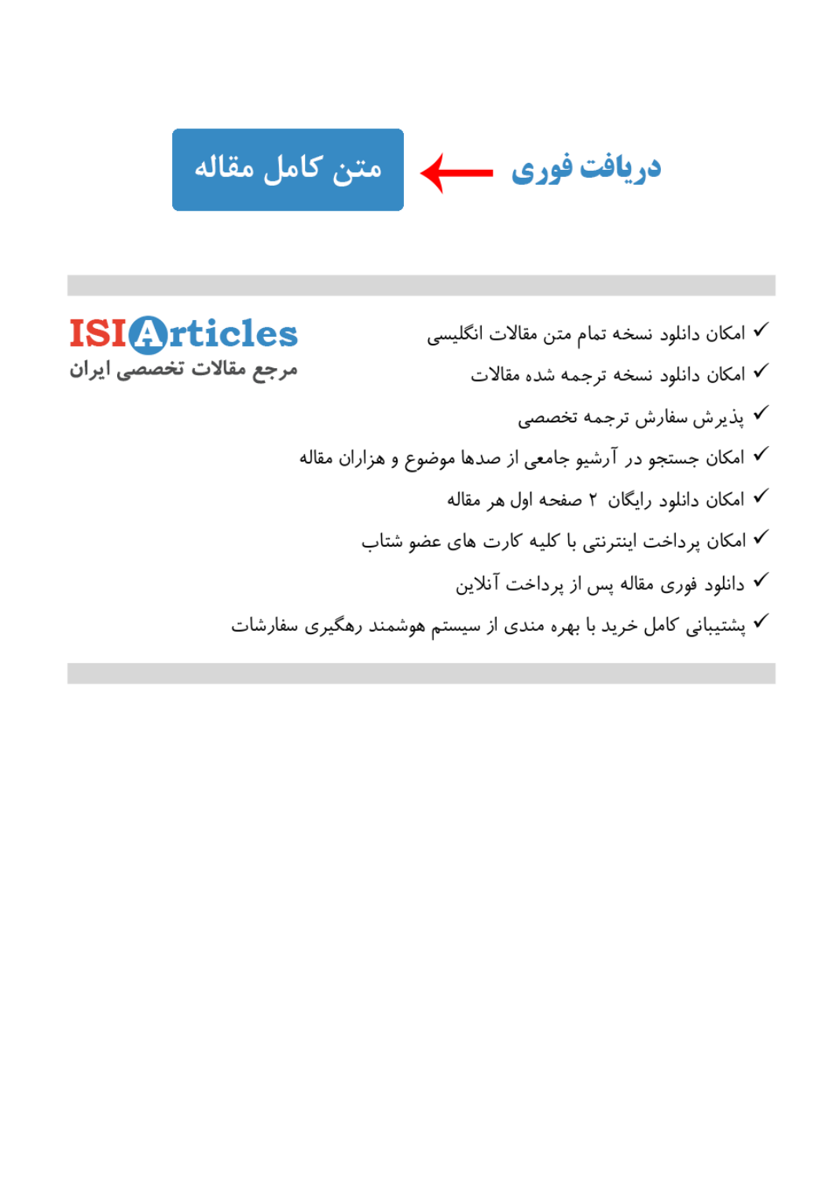دریافت فوری ← متن کامل مقاله

**ISIArticles**
مرجع مقالات تخصصی ایران

- ✓ امکان دانلود نسخه تمام متن مقالات انگلیسی
- ✓ امکان دانلود نسخه ترجمه شده مقالات
- ✓ پذیرش سفارش ترجمه تخصصی
- ✓ امکان جستجو در آرشیو جامعی از صدها موضوع و هزاران مقاله
- ✓ امکان دانلود رایگان ۲ صفحه اول هر مقاله
- ✓ امکان پرداخت اینترنتی با کلیه کارت های عضو شتاب
- ✓ دانلود فوری مقاله پس از پرداخت آنلاین
- ✓ پشتیبانی کامل خرید با بهره مندی از سیستم هوشمند رهگیری سفارشات